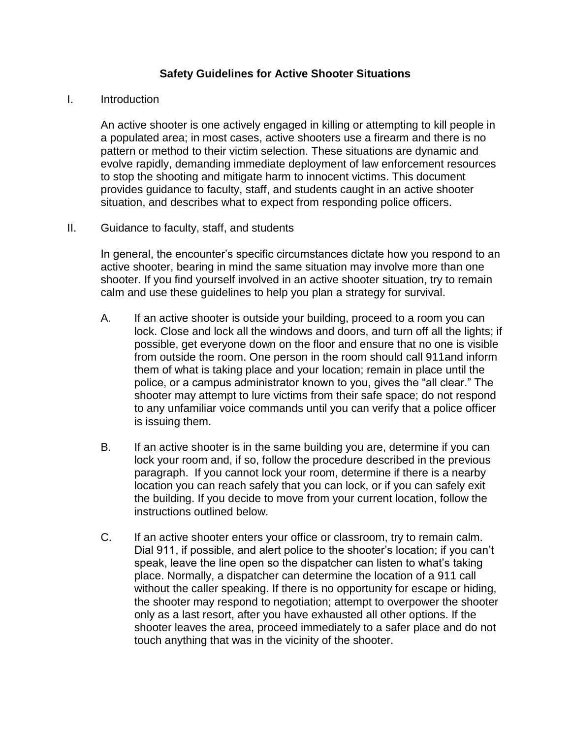# Safety Guidelines for Active Shooter Situations

I. Introduction

An active shooter is one actively engaged in killing or attempting to kill people in a populated area; in most cases, active shooters use a firearm and there is no pattern or method to their victim selection. These situations are dynamic and evolve rapidly, demanding immediate deployment of law enforcement resources to stop the shooting and mitigate harm to innocent victims. This document provides guidance to faculty, staff, and students caught in an active shooter situation, and describes what to expect from responding police officers.

II. Guidance to faculty, staff, and students

In general, the encounter's specific circumstances dictate how you respond to an active shooter, bearing in mind the same situation may involve more than one shooter. If you find yourself involved in an active shooter situation, try to remain calm and use these guidelines to help you plan a strategy for survival.

A. If an active shooter is outside your building, proceed to a room you can lock. Close and lock all the windows and doors, and turn off all the lights; if possible, get everyone down on the floor and ensure that no one is visible from outside the room. One person in the room should call 911and inform them of what is taking place and your location; remain in place until the police, or a campus administrator known to you, gives the "all clear." The shooter may attempt to lure victims from their safe space; do not respond to any unfamiliar voice commands until you can verify that a police officer is issuing them.

B. If an active shooter is in the same building you are, determine if you can lock your room and, if so, follow the procedure described in the previous paragraph. If you cannot lock your room, determine if there is a nearby location you can reach safely that you can lock, or if you can safely exit the building. If you decide to move from your current location, follow the instructions outlined below.

C. If an active shooter enters your office or classroom, try to remain calm. Dial 911, if possible, and alert police to the shooter's location; if you can't speak, leave the line open so the dispatcher can listen to what's taking place. Normally, a dispatcher can determine the location of a 911 call without the caller speaking. If there is no opportunity for escape or hiding, the shooter may respond to negotiation; attempt to overpower the shooter only as a last resort, after you have exhausted all other options. If the shooter leaves the area, proceed immediately to a safer place and do not touch anything that was in the vicinity of the shooter.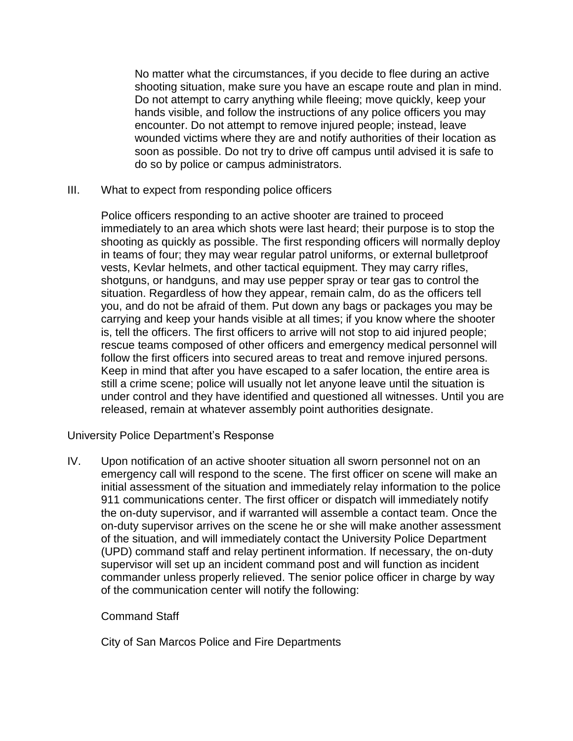No matter what the circumstances, if you decide to flee during an active shooting situation, make sure you have an escape route and plan in mind. Do not attempt to carry anything while fleeing; move quickly, keep your hands visible, and follow the instructions of any police officers you may encounter. Do not attempt to remove injured people; instead, leave wounded victims where they are and notify authorities of their location as soon as possible. Do not try to drive off campus until advised it is safe to do so by police or campus administrators.

III. What to expect from responding police officers

Police officers responding to an active shooter are trained to proceed immediately to an area which shots were last heard; their purpose is to stop the shooting as quickly as possible. The first responding officers will normally deploy in teams of four; they may wear regular patrol uniforms, or external bulletproof vests, Kevlar helmets, and other tactical equipment. They may carry rifles, shotguns, or handguns, and may use pepper spray or tear gas to control the situation. Regardless of how they appear, remain calm, do as the officers tell you, and do not be afraid of them. Put down any bags or packages you may be carrying and keep your hands visible at all times; if you know where the shooter is, tell the officers. The first officers to arrive will not stop to aid injured people; rescue teams composed of other officers and emergency medical personnel will follow the first officers into secured areas to treat and remove injured persons. Keep in mind that after you have escaped to a safer location, the entire area is still a crime scene; police will usually not let anyone leave until the situation is under control and they have identified and questioned all witnesses. Until you are released, remain at whatever assembly point authorities designate.

University Police Department's Response

IV. Upon notification of an active shooter situation all sworn personnel not on an emergency call will respond to the scene. The first officer on scene will make an initial assessment of the situation and immediately relay information to the police 911 communications center. The first officer or dispatch will immediately notify the on-duty supervisor, and if warranted will assemble a contact team. Once the on-duty supervisor arrives on the scene he or she will make another assessment of the situation, and will immediately contact the University Police Department (UPD) command staff and relay pertinent information. If necessary, the on-duty supervisor will set up an incident command post and will function as incident commander unless properly relieved. The senior police officer in charge by way of the communication center will notify the following:

Command Staff

City of San Marcos Police and Fire Departments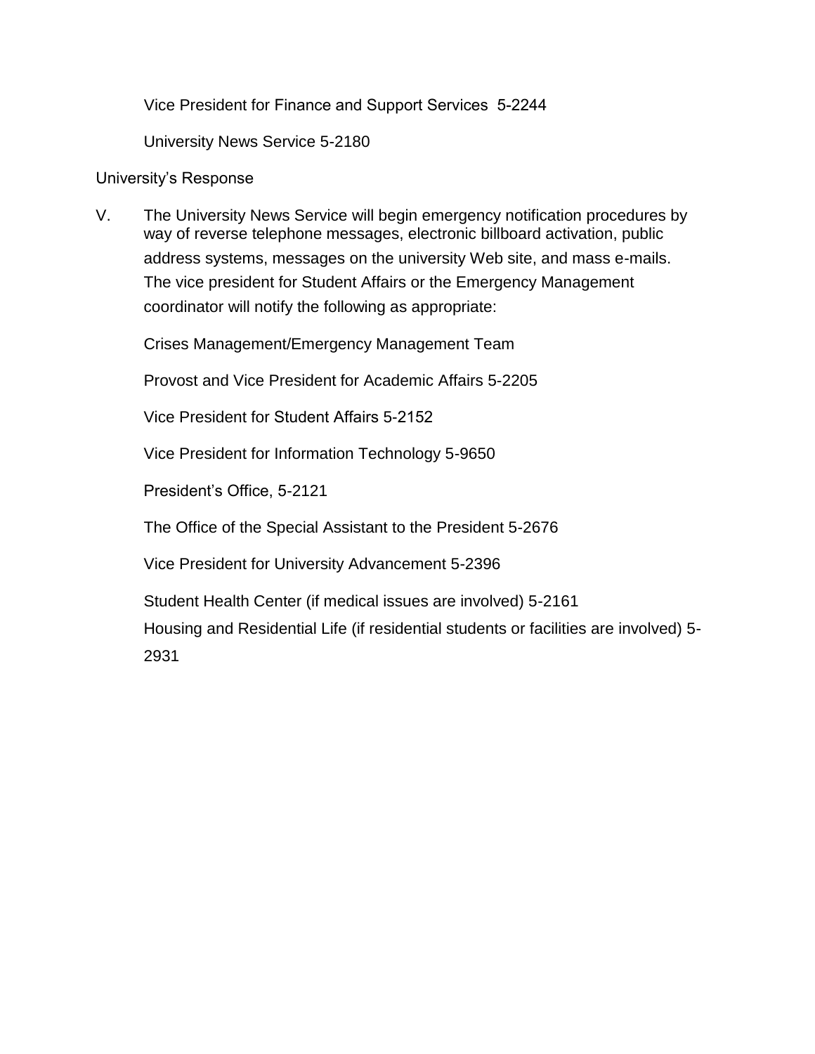Vice President for Finance and Support Services 5-2244

University News Service 5-2180

University's Response

V. The University News Service will begin emergency notification procedures by way of reverse telephone messages, electronic billboard activation, public address systems, messages on the university Web site, and mass e-mails. The vice president for Student Affairs or the Emergency Management coordinator will notify the following as appropriate:

Crises Management/Emergency Management Team

Provost and Vice President for Academic Affairs 5-2205

Vice President for Student Affairs 5-2152

Vice President for Information Technology 5-9650

President's Office, 5-2121

The Office of the Special Assistant to the President 5-2676

Vice President for University Advancement 5-2396

Student Health Center (if medical issues are involved) 5-2161

Housing and Residential Life (if residential students or facilities are involved) 5-2931